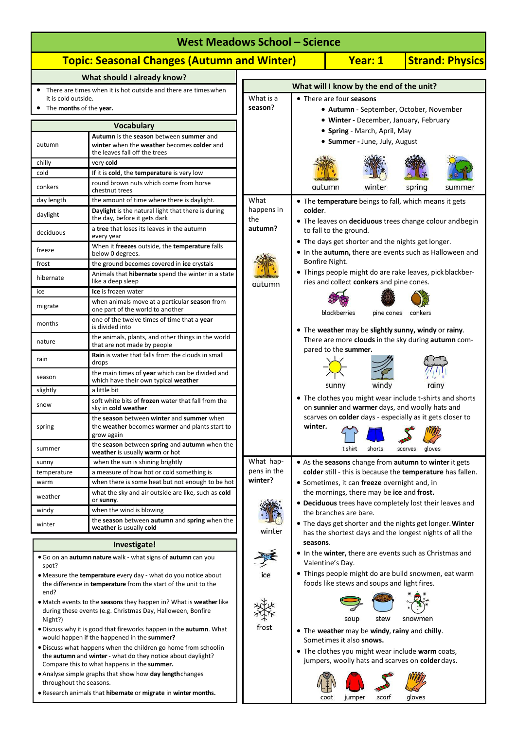# West Meadows School – Science

## Topic: Seasonal Changes (Autumn and Winter) | Year: 1 | Strand: Physics

### What should I already know?

- There are times when it is hot outside and there are times when it is cold outside.
- The **months** of the **year.**

### Vocabulary

| | |
|---|---|
| autumn | **Autumn** is the **season** between **summer** and **winter** when the **weather** becomes **colder** and the leaves fall off the trees |
| chilly | very **cold** |
| cold | If it is **cold**, the **temperature** is very low |
| conkers | round brown nuts which come from horse chestnut trees |
| day length | the amount of time where there is daylight. |
| daylight | **Daylight** is the natural light that there is during the day, before it gets dark |
| deciduous | a **tree** that loses its leaves in the autumn every year |
| freeze | When it **freezes** outside, the **temperature** falls below 0 degrees. |
| frost | the ground becomes covered in **ice** crystals |
| hibernate | Animals that **hibernate** spend the winter in a state like a deep sleep |
| ice | **Ice** is frozen water |
| migrate | when animals move at a particular **season** from one part of the world to another |
| months | one of the twelve times of time that a **year** is divided into |
| nature | the animals, plants, and other things in the world that are not made by people |
| rain | **Rain** is water that falls from the clouds in small drops |
| season | the main times of **year** which can be divided and which have their own typical **weather** |
| slightly | a little bit |
| snow | soft white bits of **frozen** water that fall from the sky in **cold weather** |
| spring | the **season** between **winter** and **summer** when the **weather** becomes **warmer** and plants start to grow again |
| summer | the **season** between **spring** and **autumn** when the **weather** is usually **warm** or hot |
| sunny | when the sun is shining brightly |
| temperature | a measure of how hot or cold something is |
| warm | when there is some heat but not enough to be hot |
| weather | what the sky and air outside are like, such as **cold** or **sunny**. |
| windy | when the wind is blowing |
| winter | the **season** between **autumn** and **spring** when the **weather** is usually **cold** |

### Investigate!

- Go on an **autumn nature** walk - what signs of **autumn** can you spot?
- Measure the **temperature** every day - what do you notice about the difference in **temperature** from the start of the unit to the end?
- Match events to the **seasons** they happen in? What is **weather** like during these events (e.g. Christmas Day, Halloween, Bonfire Night?)
- Discuss why it is good that fireworks happen in the **autumn**. What would happen if the happened in the **summer?**
- Discuss what happens when the children go home from school in the **autumn** and **winter** - what do they notice about daylight? Compare this to what happens in the **summer.**
- Analyse simple graphs that show how **day length** changes throughout the seasons.
- Research animals that **hibernate** or **migrate** in **winter months.**

### What will I know by the end of the unit?

**What is a season?**

- There are four **seasons**
  - **Autumn** - September, October, November
  - **Winter** - December, January, February
  - **Spring** - March, April, May
  - **Summer** - June, July, August

autumn | winter | spring | summer

**What happens in the autumn?**

- The **temperature** beings to fall, which means it gets **colder**.
- The leaves on **deciduous** trees change colour and begin to fall to the ground.
- The days get shorter and the nights get longer.
- In the **autumn,** there are events such as Halloween and Bonfire Night.
- Things people might do are rake leaves, pick blackberries and collect **conkers** and pine cones.

blackberries | pine cones | conkers

- The **weather** may be **slightly sunny**, **windy** or **rainy**. There are more **clouds** in the sky during **autumn** compared to the **summer.**

sunny | windy | rainy

- The clothes you might wear include t-shirts and shorts on **sunnier** and **warmer** days, and woolly hats and scarves on **colder** days - especially as it gets closer to **winter.**

t shirt | shorts | scarves | gloves

**What happens in the winter?**

- As the **seasons** change from **autumn** to **winter** it gets **colder** still - this is because the **temperature** has fallen.
- Sometimes, it can **freeze** overnight and, in the mornings, there may be **ice** and **frost.**
- **Deciduous** trees have completely lost their leaves and the branches are bare.
- The days get shorter and the nights get longer. **Winter** has the shortest days and the longest nights of all the **seasons.**
- In the **winter,** there are events such as Christmas and Valentine's Day.
- Things people might do are build snowmen, eat warm foods like stews and soups and light fires.

soup | stew | snowmen

- The **weather** may be **windy**, **rainy** and **chilly**. Sometimes it also **snows.**
- The clothes you might wear include **warm** coats, jumpers, woolly hats and scarves on **colder** days.

coat | jumper | scarf | gloves

winter | ice | frost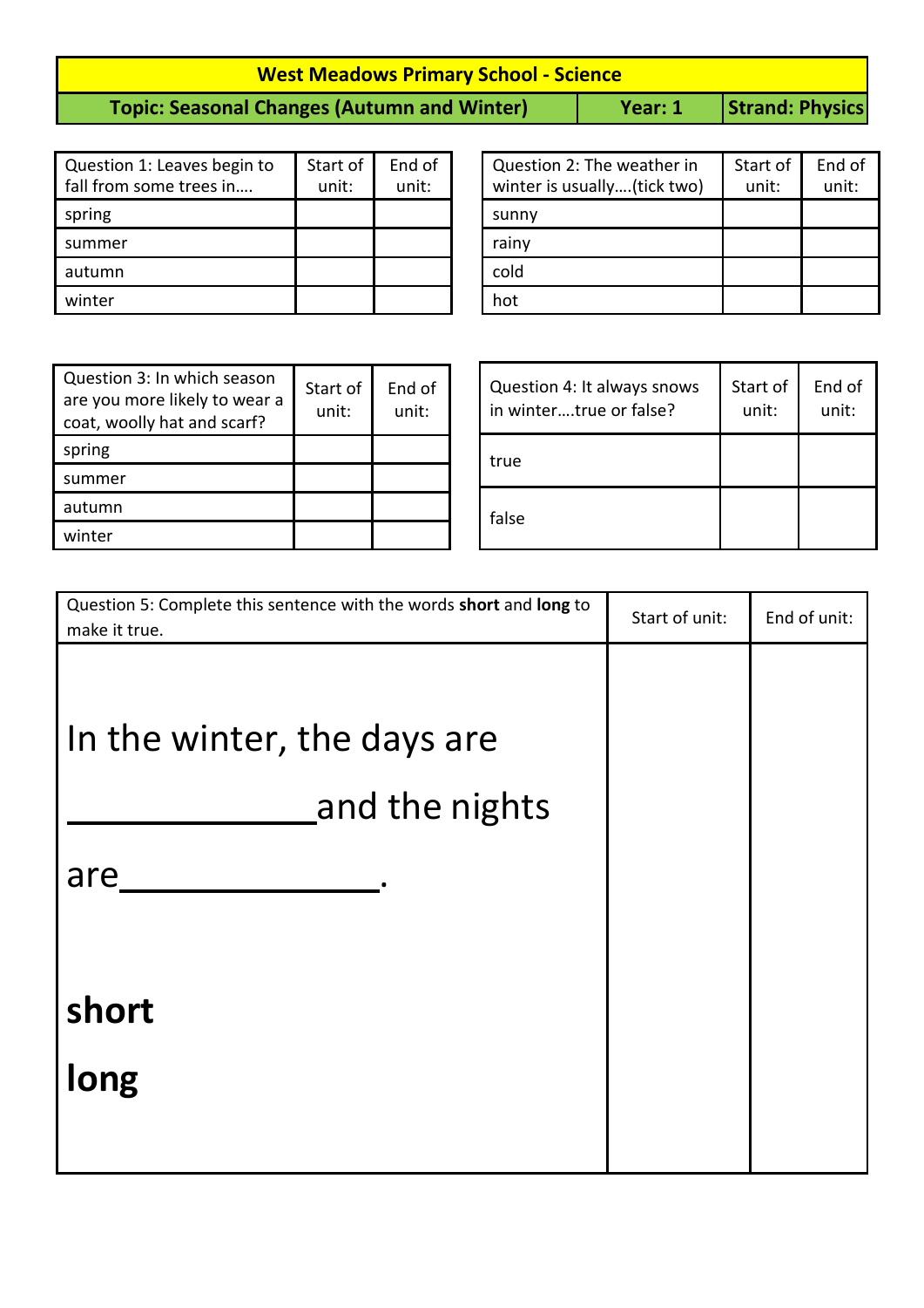| West Meadows Primary School - Science | | |
|---|---|---|
| **Topic: Seasonal Changes (Autumn and Winter)** | **Year: 1** | **Strand: Physics** |

| Question 1: Leaves begin to fall from some trees in…. | Start of unit: | End of unit: |
|---|---|---|
| spring | | |
| summer | | |
| autumn | | |
| winter | | |

| Question 2: The weather in winter is usually….(tick two) | Start of unit: | End of unit: |
|---|---|---|
| sunny | | |
| rainy | | |
| cold | | |
| hot | | |

| Question 3: In which season are you more likely to wear a coat, woolly hat and scarf? | Start of unit: | End of unit: |
|---|---|---|
| spring | | |
| summer | | |
| autumn | | |
| winter | | |

| Question 4: It always snows in winter….true or false? | Start of unit: | End of unit: |
|---|---|---|
| true | | |
| false | | |

| Question 5: Complete this sentence with the words **short** and **long** to make it true. | Start of unit: | End of unit: |
|---|---|---|
| In the winter, the days are ______________ and the nights are ______________. **short** **long** | | |